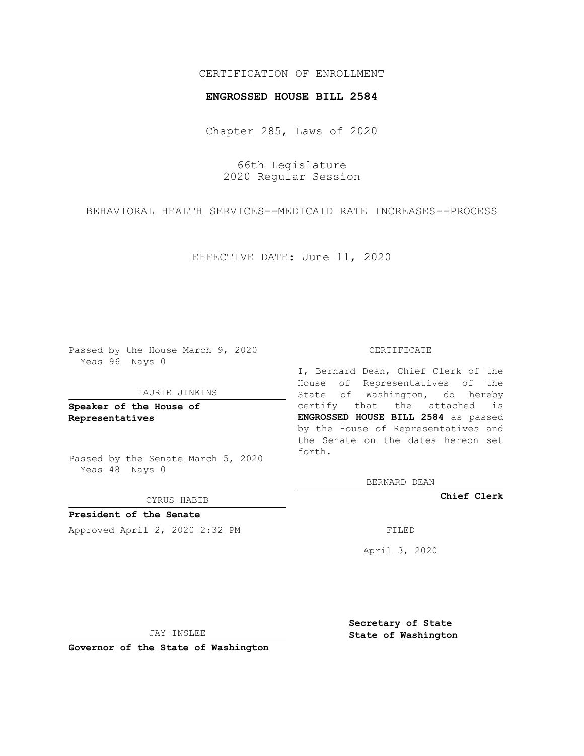CERTIFICATION OF ENROLLMENT

**ENGROSSED HOUSE BILL 2584**

Chapter 285, Laws of 2020

66th Legislature
2020 Regular Session

BEHAVIORAL HEALTH SERVICES--MEDICAID RATE INCREASES--PROCESS

EFFECTIVE DATE: June 11, 2020

Passed by the House March 9, 2020
Yeas 96 Nays 0

LAURIE JINKINS

**Speaker of the House of Representatives**

Passed by the Senate March 5, 2020
Yeas 48 Nays 0

CYRUS HABIB

**President of the Senate**

Approved April 2, 2020 2:32 PM

JAY INSLEE

**Governor of the State of Washington**

CERTIFICATE

I, Bernard Dean, Chief Clerk of the House of Representatives of the State of Washington, do hereby certify that the attached is **ENGROSSED HOUSE BILL 2584** as passed by the House of Representatives and the Senate on the dates hereon set forth.

BERNARD DEAN

**Chief Clerk**

FILED

April 3, 2020

**Secretary of State**
**State of Washington**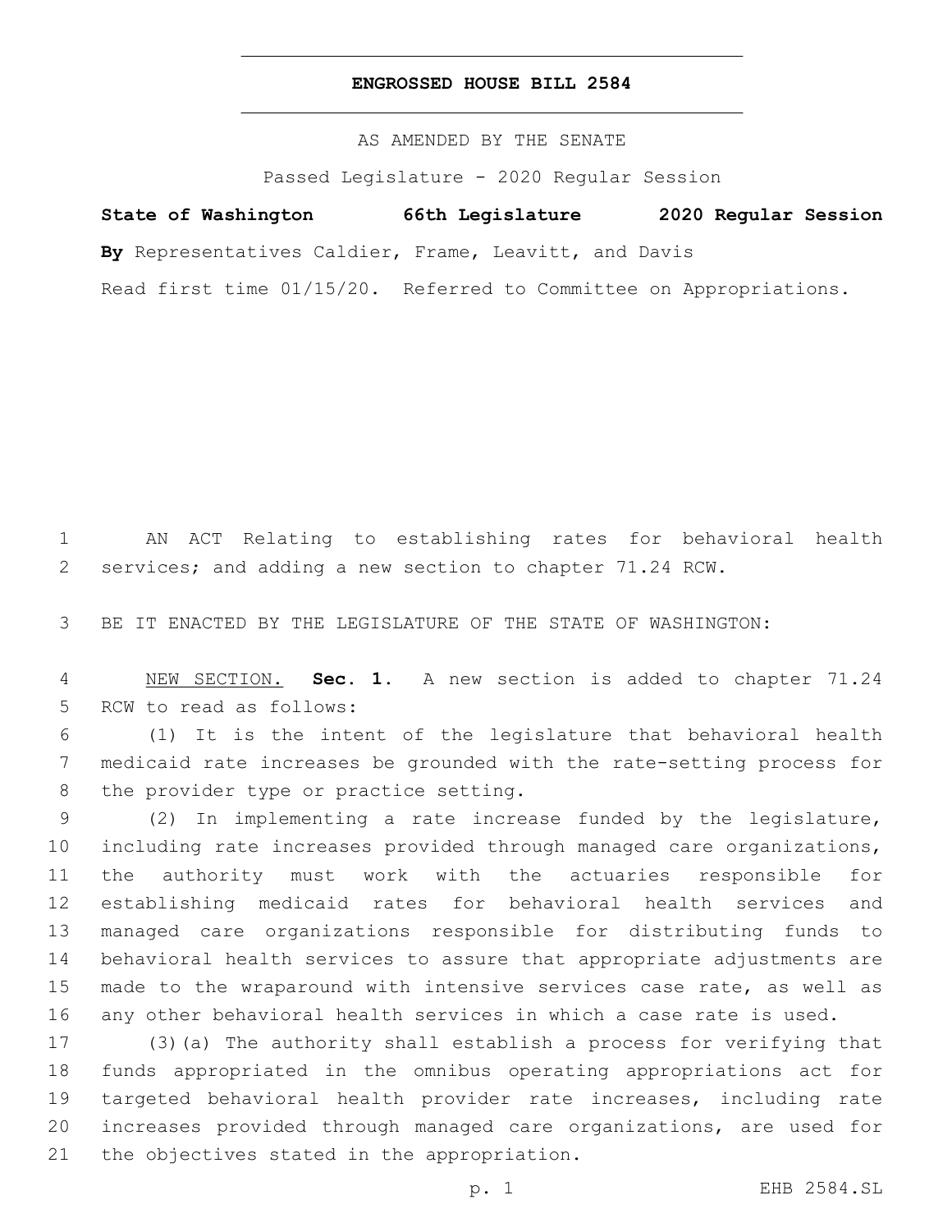# ENGROSSED HOUSE BILL 2584

AS AMENDED BY THE SENATE

Passed Legislature - 2020 Regular Session

**State of Washington 66th Legislature 2020 Regular Session**

**By** Representatives Caldier, Frame, Leavitt, and Davis

Read first time 01/15/20. Referred to Committee on Appropriations.

AN ACT Relating to establishing rates for behavioral health services; and adding a new section to chapter 71.24 RCW.

BE IT ENACTED BY THE LEGISLATURE OF THE STATE OF WASHINGTON:

NEW SECTION. **Sec. 1.** A new section is added to chapter 71.24 RCW to read as follows:

(1) It is the intent of the legislature that behavioral health medicaid rate increases be grounded with the rate-setting process for the provider type or practice setting.

(2) In implementing a rate increase funded by the legislature, including rate increases provided through managed care organizations, the authority must work with the actuaries responsible for establishing medicaid rates for behavioral health services and managed care organizations responsible for distributing funds to behavioral health services to assure that appropriate adjustments are made to the wraparound with intensive services case rate, as well as any other behavioral health services in which a case rate is used.

(3)(a) The authority shall establish a process for verifying that funds appropriated in the omnibus operating appropriations act for targeted behavioral health provider rate increases, including rate increases provided through managed care organizations, are used for the objectives stated in the appropriation.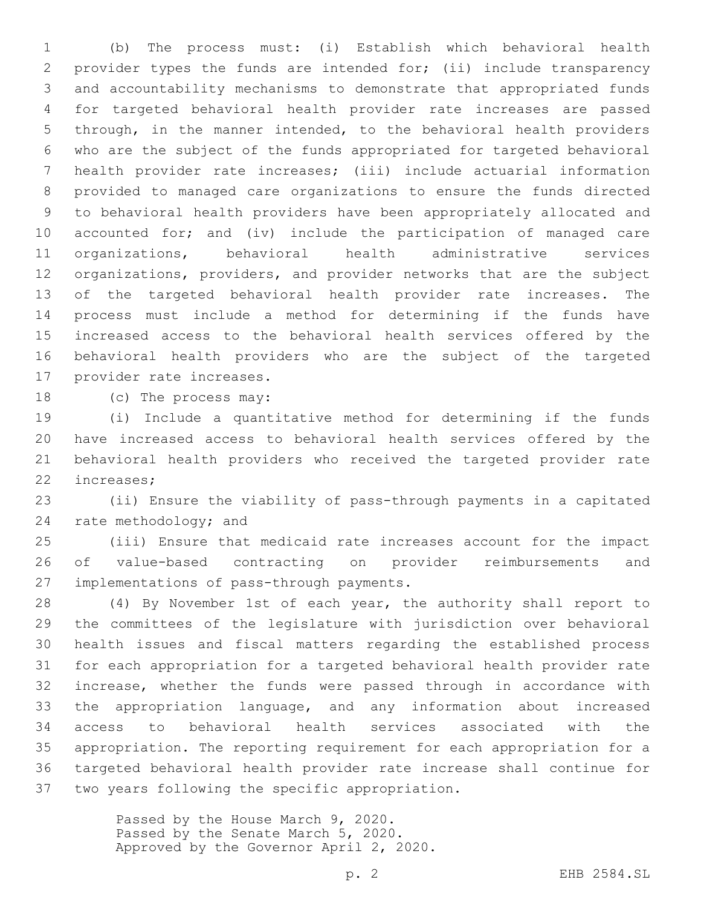(b) The process must: (i) Establish which behavioral health provider types the funds are intended for; (ii) include transparency and accountability mechanisms to demonstrate that appropriated funds for targeted behavioral health provider rate increases are passed through, in the manner intended, to the behavioral health providers who are the subject of the funds appropriated for targeted behavioral health provider rate increases; (iii) include actuarial information provided to managed care organizations to ensure the funds directed to behavioral health providers have been appropriately allocated and accounted for; and (iv) include the participation of managed care organizations, behavioral health administrative services organizations, providers, and provider networks that are the subject of the targeted behavioral health provider rate increases. The process must include a method for determining if the funds have increased access to the behavioral health services offered by the behavioral health providers who are the subject of the targeted provider rate increases.

(c) The process may:

(i) Include a quantitative method for determining if the funds have increased access to behavioral health services offered by the behavioral health providers who received the targeted provider rate increases;

(ii) Ensure the viability of pass-through payments in a capitated rate methodology; and

(iii) Ensure that medicaid rate increases account for the impact of value-based contracting on provider reimbursements and implementations of pass-through payments.

(4) By November 1st of each year, the authority shall report to the committees of the legislature with jurisdiction over behavioral health issues and fiscal matters regarding the established process for each appropriation for a targeted behavioral health provider rate increase, whether the funds were passed through in accordance with the appropriation language, and any information about increased access to behavioral health services associated with the appropriation. The reporting requirement for each appropriation for a targeted behavioral health provider rate increase shall continue for two years following the specific appropriation.

Passed by the House March 9, 2020.
Passed by the Senate March 5, 2020.
Approved by the Governor April 2, 2020.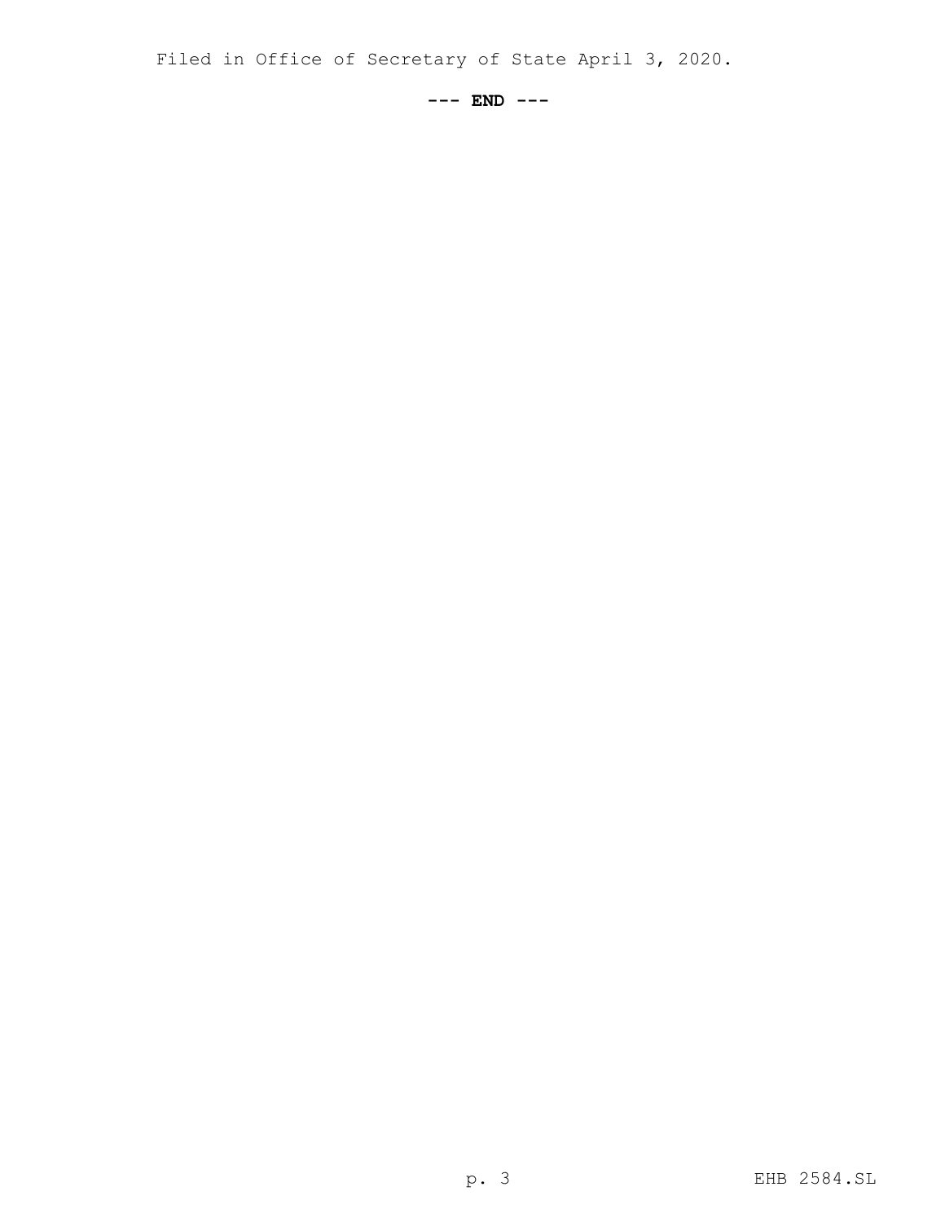Filed in Office of Secretary of State April 3, 2020.

**--- END ---**